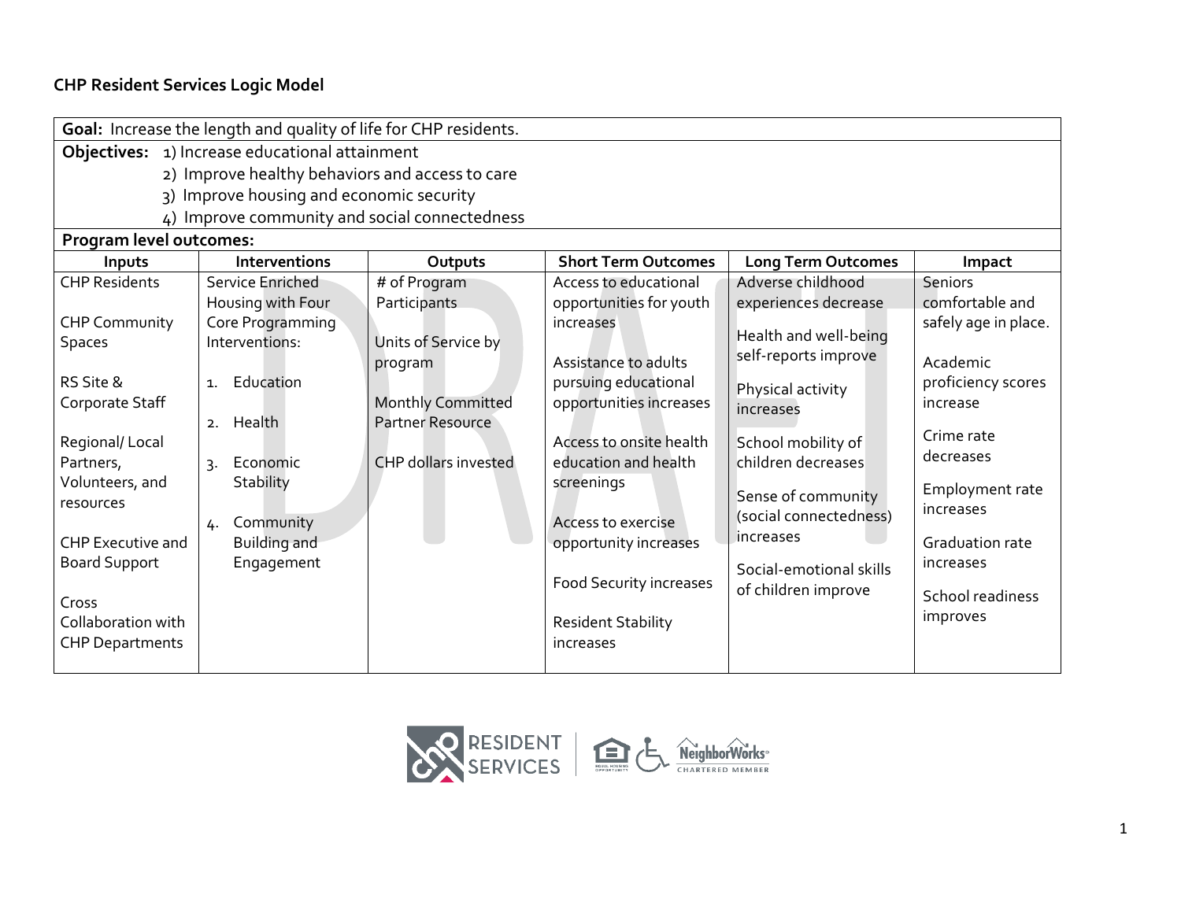# CHP Resident Services Logic Model

**Goal:** Increase the length and quality of life for CHP residents.

**Objectives:**
1) Increase educational attainment
2) Improve healthy behaviors and access to care
3) Improve housing and economic security
4) Improve community and social connectedness

**Program level outcomes:**

| Inputs | Interventions | Outputs | Short Term Outcomes | Long Term Outcomes | Impact |
|---|---|---|---|---|---|
| CHP Residents<br><br>CHP Community Spaces<br><br>RS Site & Corporate Staff<br><br>Regional/ Local Partners, Volunteers, and resources<br><br>CHP Executive and Board Support<br><br>Cross Collaboration with CHP Departments | Service Enriched Housing with Four Core Programming Interventions:<br><br>1. Education<br><br>2. Health<br><br>3. Economic Stability<br><br>4. Community Building and Engagement | # of Program Participants<br><br>Units of Service by program<br><br>Monthly Committed Partner Resource<br><br>CHP dollars invested | Access to educational opportunities for youth increases<br><br>Assistance to adults pursuing educational opportunities increases<br><br>Access to onsite health education and health screenings<br><br>Access to exercise opportunity increases<br><br>Food Security increases<br><br>Resident Stability increases | Adverse childhood experiences decrease<br><br>Health and well-being self-reports improve<br><br>Physical activity increases<br><br>School mobility of children decreases<br><br>Sense of community (social connectedness) increases<br><br>Social-emotional skills of children improve | Seniors comfortable and safely age in place.<br><br>Academic proficiency scores increase<br><br>Crime rate decreases<br><br>Employment rate increases<br><br>Graduation rate increases<br><br>School readiness improves |

RESIDENT SERVICES | NeighborWorks CHARTERED MEMBER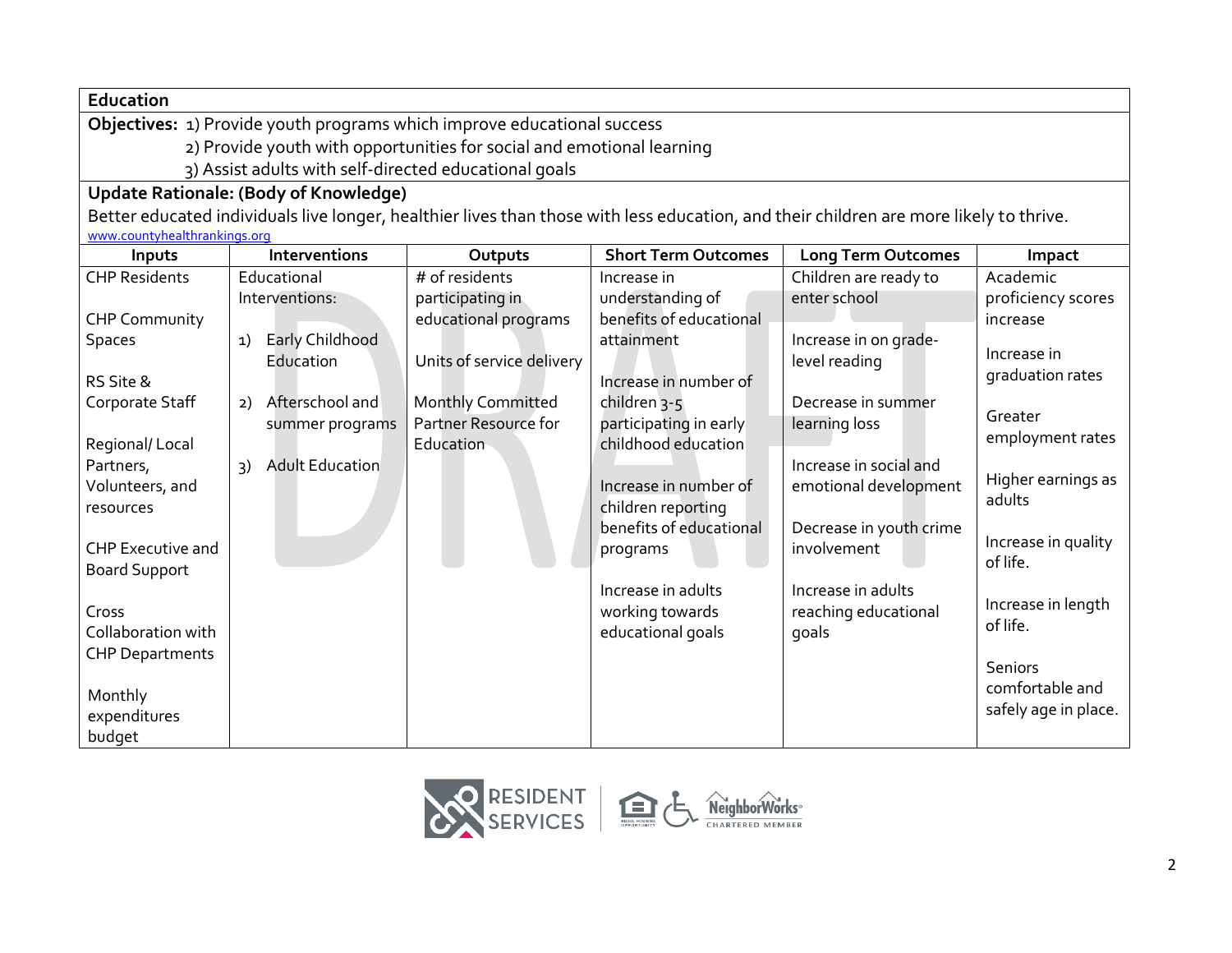**Education**

**Objectives:** 1) Provide youth programs which improve educational success
2) Provide youth with opportunities for social and emotional learning
3) Assist adults with self-directed educational goals

**Update Rationale: (Body of Knowledge)**

Better educated individuals live longer, healthier lives than those with less education, and their children are more likely to thrive.
www.countyhealthrankings.org

| Inputs | Interventions | Outputs | Short Term Outcomes | Long Term Outcomes | Impact |
|---|---|---|---|---|---|
| CHP Residents<br><br>CHP Community Spaces<br><br>RS Site & Corporate Staff<br><br>Regional/ Local Partners, Volunteers, and resources<br><br>CHP Executive and Board Support<br><br>Cross Collaboration with CHP Departments<br><br>Monthly expenditures budget | Educational Interventions:<br><br>1) Early Childhood Education<br><br>2) Afterschool and summer programs<br><br>3) Adult Education | # of residents participating in educational programs<br><br>Units of service delivery<br><br>Monthly Committed Partner Resource for Education | Increase in understanding of benefits of educational attainment<br><br>Increase in number of children 3-5 participating in early childhood education<br><br>Increase in number of children reporting benefits of educational programs<br><br>Increase in adults working towards educational goals | Children are ready to enter school<br><br>Increase in on grade-level reading<br><br>Decrease in summer learning loss<br><br>Increase in social and emotional development<br><br>Decrease in youth crime involvement<br><br>Increase in adults reaching educational goals | Academic proficiency scores increase<br><br>Increase in graduation rates<br><br>Greater employment rates<br><br>Higher earnings as adults<br><br>Increase in quality of life.<br><br>Increase in length of life.<br><br>Seniors comfortable and safely age in place. |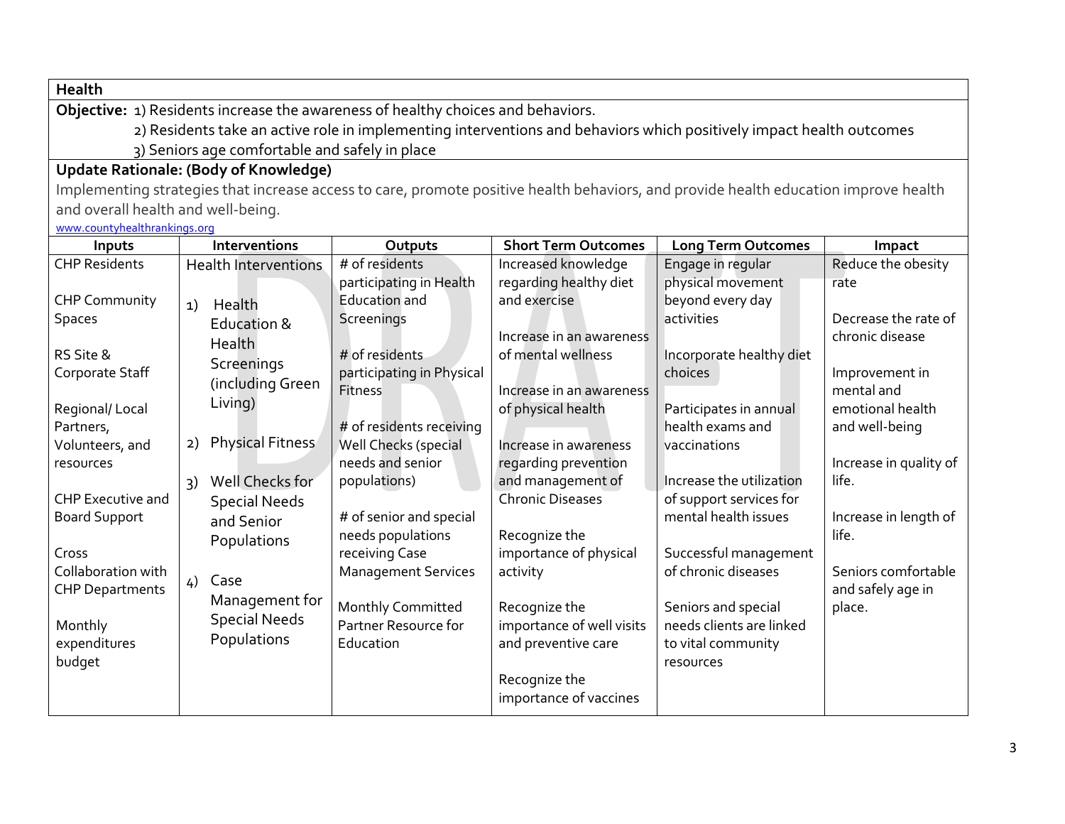**Health**

**Objective:** 1) Residents increase the awareness of healthy choices and behaviors.
2) Residents take an active role in implementing interventions and behaviors which positively impact health outcomes
3) Seniors age comfortable and safely in place

**Update Rationale: (Body of Knowledge)**

Implementing strategies that increase access to care, promote positive health behaviors, and provide health education improve health and overall health and well-being.

www.countyhealthrankings.org

| Inputs | Interventions | Outputs | Short Term Outcomes | Long Term Outcomes | Impact |
|---|---|---|---|---|---|
| CHP Residents<br><br>CHP Community Spaces<br><br>RS Site & Corporate Staff<br><br>Regional/ Local Partners, Volunteers, and resources<br><br>CHP Executive and Board Support<br><br>Cross Collaboration with CHP Departments<br><br>Monthly expenditures budget | Health Interventions<br><br>1) Health Education & Health Screenings (including Green Living)<br><br>2) Physical Fitness<br><br>3) Well Checks for Special Needs and Senior Populations<br><br>4) Case Management for Special Needs Populations | # of residents participating in Health Education and Screenings<br><br># of residents participating in Physical Fitness<br><br># of residents receiving Well Checks (special needs and senior populations)<br><br># of senior and special needs populations receiving Case Management Services<br><br>Monthly Committed Partner Resource for Education | Increased knowledge regarding healthy diet and exercise<br><br>Increase in an awareness of mental wellness<br><br>Increase in an awareness of physical health<br><br>Increase in awareness regarding prevention and management of Chronic Diseases<br><br>Recognize the importance of physical activity<br><br>Recognize the importance of well visits and preventive care<br><br>Recognize the importance of vaccines | Engage in regular physical movement beyond every day activities<br><br>Incorporate healthy diet choices<br><br>Participates in annual health exams and vaccinations<br><br>Increase the utilization of support services for mental health issues<br><br>Successful management of chronic diseases<br><br>Seniors and special needs clients are linked to vital community resources | Reduce the obesity rate<br><br>Decrease the rate of chronic disease<br><br>Improvement in mental and emotional health and well-being<br><br>Increase in quality of life.<br><br>Increase in length of life.<br><br>Seniors comfortable and safely age in place. |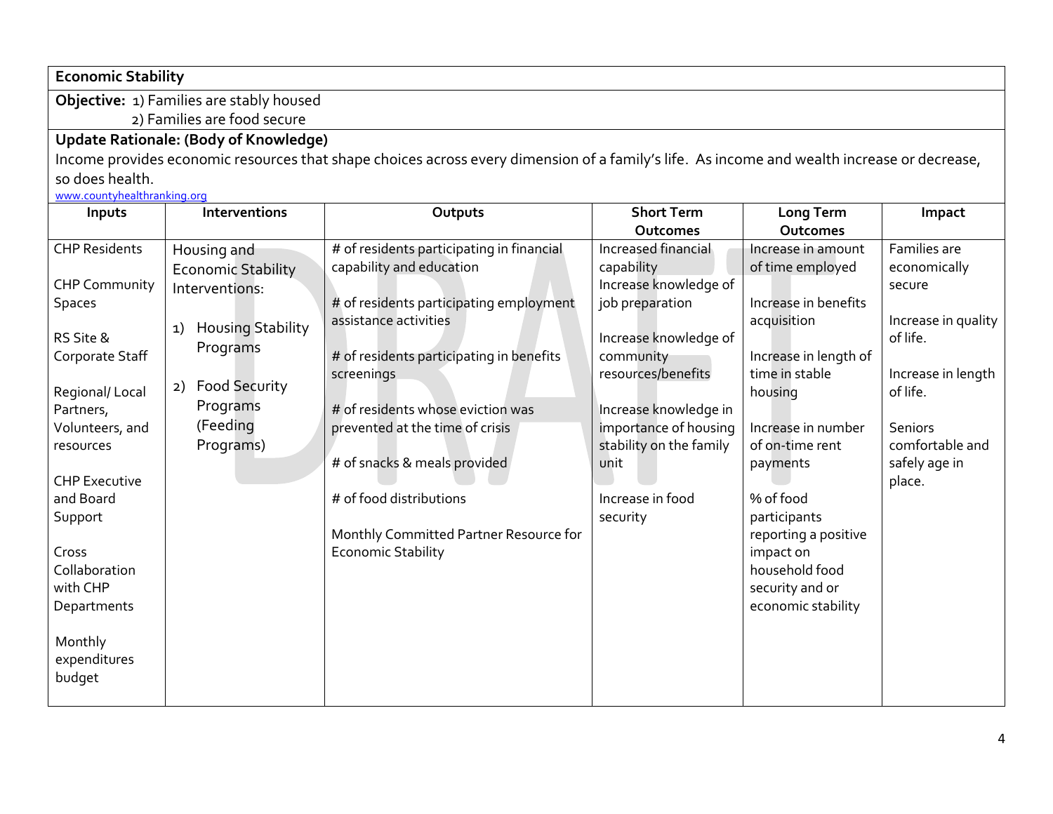**Economic Stability**

**Objective:** 1) Families are stably housed
2) Families are food secure

**Update Rationale: (Body of Knowledge)**

Income provides economic resources that shape choices across every dimension of a family's life. As income and wealth increase or decrease, so does health.

[www.countyhealthranking.org](http://www.countyhealthranking.org)

| Inputs | Interventions | Outputs | Short Term Outcomes | Long Term Outcomes | Impact |
|---|---|---|---|---|---|
| CHP Residents<br><br>CHP Community Spaces<br><br>RS Site & Corporate Staff<br><br>Regional/ Local Partners, Volunteers, and resources<br><br>CHP Executive and Board Support<br><br>Cross Collaboration with CHP Departments<br><br>Monthly expenditures budget | Housing and Economic Stability Interventions:<br><br>1) Housing Stability Programs<br><br>2) Food Security Programs (Feeding Programs) | # of residents participating in financial capability and education<br><br># of residents participating employment assistance activities<br><br># of residents participating in benefits screenings<br><br># of residents whose eviction was prevented at the time of crisis<br><br># of snacks & meals provided<br><br># of food distributions<br><br>Monthly Committed Partner Resource for Economic Stability | Increased financial capability<br>Increase knowledge of job preparation<br><br>Increase knowledge of community resources/benefits<br><br>Increase knowledge in importance of housing stability on the family unit<br><br>Increase in food security | Increase in amount of time employed<br><br>Increase in benefits acquisition<br><br>Increase in length of time in stable housing<br><br>Increase in number of on-time rent payments<br><br>% of food participants reporting a positive impact on household food security and or economic stability | Families are economically secure<br><br>Increase in quality of life.<br><br>Increase in length of life.<br><br>Seniors comfortable and safely age in place. |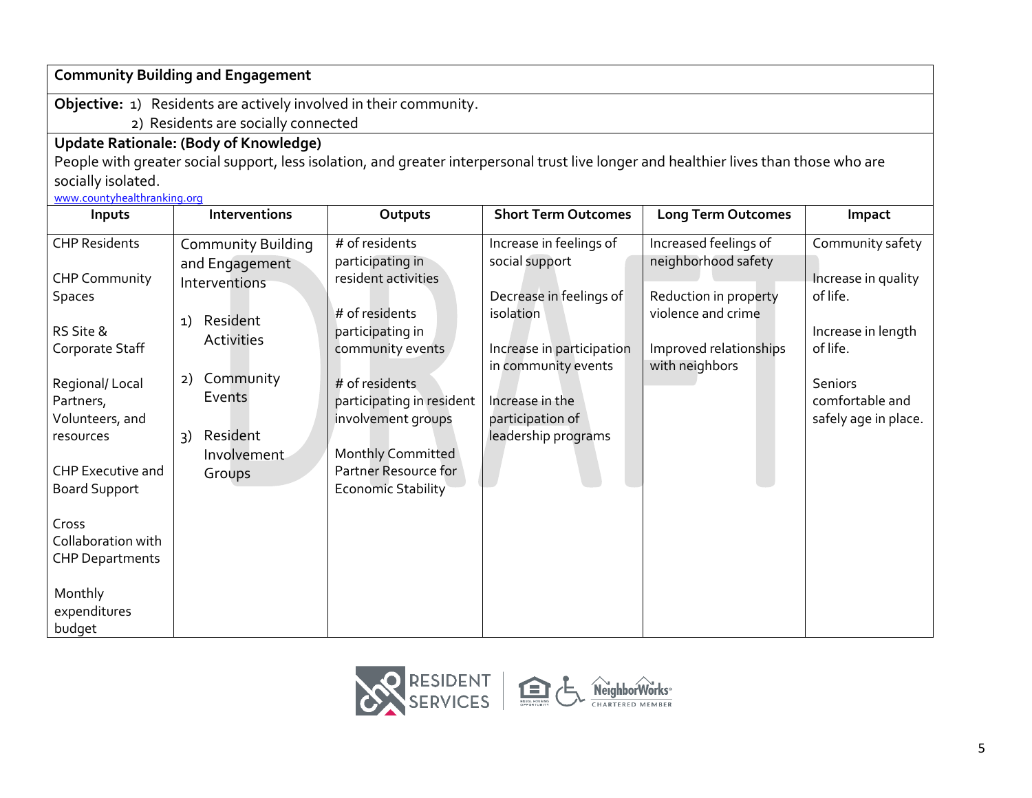## Community Building and Engagement

**Objective:** 1) Residents are actively involved in their community.
2) Residents are socially connected

**Update Rationale: (Body of Knowledge)**

People with greater social support, less isolation, and greater interpersonal trust live longer and healthier lives than those who are socially isolated.

www.countyhealthranking.org

| Inputs | Interventions | Outputs | Short Term Outcomes | Long Term Outcomes | Impact |
|---|---|---|---|---|---|
| CHP Residents<br><br>CHP Community Spaces<br><br>RS Site & Corporate Staff<br><br>Regional/ Local Partners, Volunteers, and resources<br><br>CHP Executive and Board Support<br><br>Cross Collaboration with CHP Departments<br><br>Monthly expenditures budget | Community Building and Engagement Interventions<br><br>1) Resident Activities<br><br>2) Community Events<br><br>3) Resident Involvement Groups | # of residents participating in resident activities<br><br># of residents participating in community events<br><br># of residents participating in resident involvement groups<br><br>Monthly Committed Partner Resource for Economic Stability | Increase in feelings of social support<br><br>Decrease in feelings of isolation<br><br>Increase in participation in community events<br><br>Increase in the participation of leadership programs | Increased feelings of neighborhood safety<br><br>Reduction in property violence and crime<br><br>Improved relationships with neighbors | Community safety<br><br>Increase in quality of life.<br><br>Increase in length of life.<br><br>Seniors comfortable and safely age in place. |